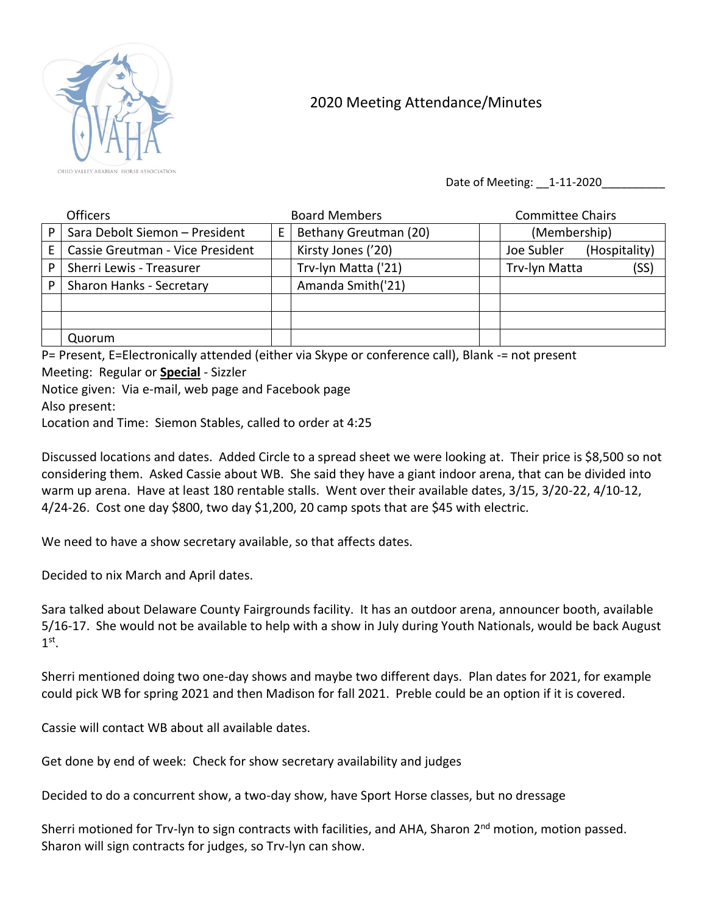OHIO VALLEY ARABIAN HORSE ASSOCIATION

# 2020 Meeting Attendance/Minutes

Date of Meeting: __1-11-2020__________

| | Officers | | Board Members | | Committee Chairs |
|---|---|---|---|---|---|
| P | Sara Debolt Siemon – President | E | Bethany Greutman (20) | | (Membership) |
| E | Cassie Greutman - Vice President | | Kirsty Jones ('20) | | Joe Subler (Hospitality) |
| P | Sherri Lewis - Treasurer | | Trv-lyn Matta ('21) | | Trv-lyn Matta (SS) |
| P | Sharon Hanks - Secretary | | Amanda Smith('21) | | |
| | | | | | |
| | | | | | |
| | Quorum | | | | |

P= Present, E=Electronically attended (either via Skype or conference call), Blank -= not present

Meeting: Regular or **Special** - Sizzler

Notice given: Via e-mail, web page and Facebook page

Also present:

Location and Time: Siemon Stables, called to order at 4:25

Discussed locations and dates. Added Circle to a spread sheet we were looking at. Their price is $8,500 so not considering them. Asked Cassie about WB. She said they have a giant indoor arena, that can be divided into warm up arena. Have at least 180 rentable stalls. Went over their available dates, 3/15, 3/20-22, 4/10-12, 4/24-26. Cost one day $800, two day $1,200, 20 camp spots that are $45 with electric.

We need to have a show secretary available, so that affects dates.

Decided to nix March and April dates.

Sara talked about Delaware County Fairgrounds facility. It has an outdoor arena, announcer booth, available 5/16-17. She would not be available to help with a show in July during Youth Nationals, would be back August 1st.

Sherri mentioned doing two one-day shows and maybe two different days. Plan dates for 2021, for example could pick WB for spring 2021 and then Madison for fall 2021. Preble could be an option if it is covered.

Cassie will contact WB about all available dates.

Get done by end of week: Check for show secretary availability and judges

Decided to do a concurrent show, a two-day show, have Sport Horse classes, but no dressage

Sherri motioned for Trv-lyn to sign contracts with facilities, and AHA, Sharon 2nd motion, motion passed. Sharon will sign contracts for judges, so Trv-lyn can show.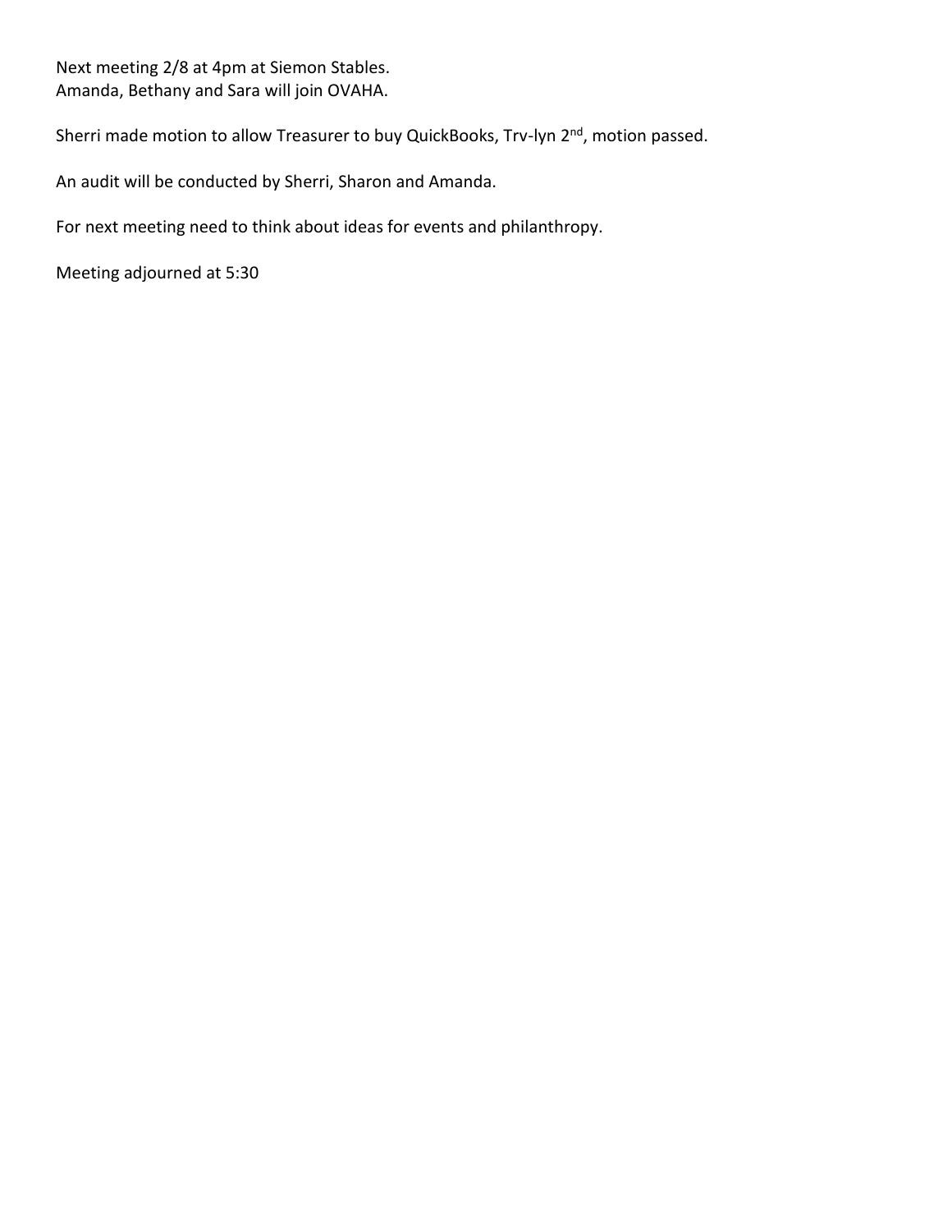Next meeting 2/8 at 4pm at Siemon Stables.
Amanda, Bethany and Sara will join OVAHA.

Sherri made motion to allow Treasurer to buy QuickBooks, Trv-lyn 2nd, motion passed.

An audit will be conducted by Sherri, Sharon and Amanda.

For next meeting need to think about ideas for events and philanthropy.

Meeting adjourned at 5:30